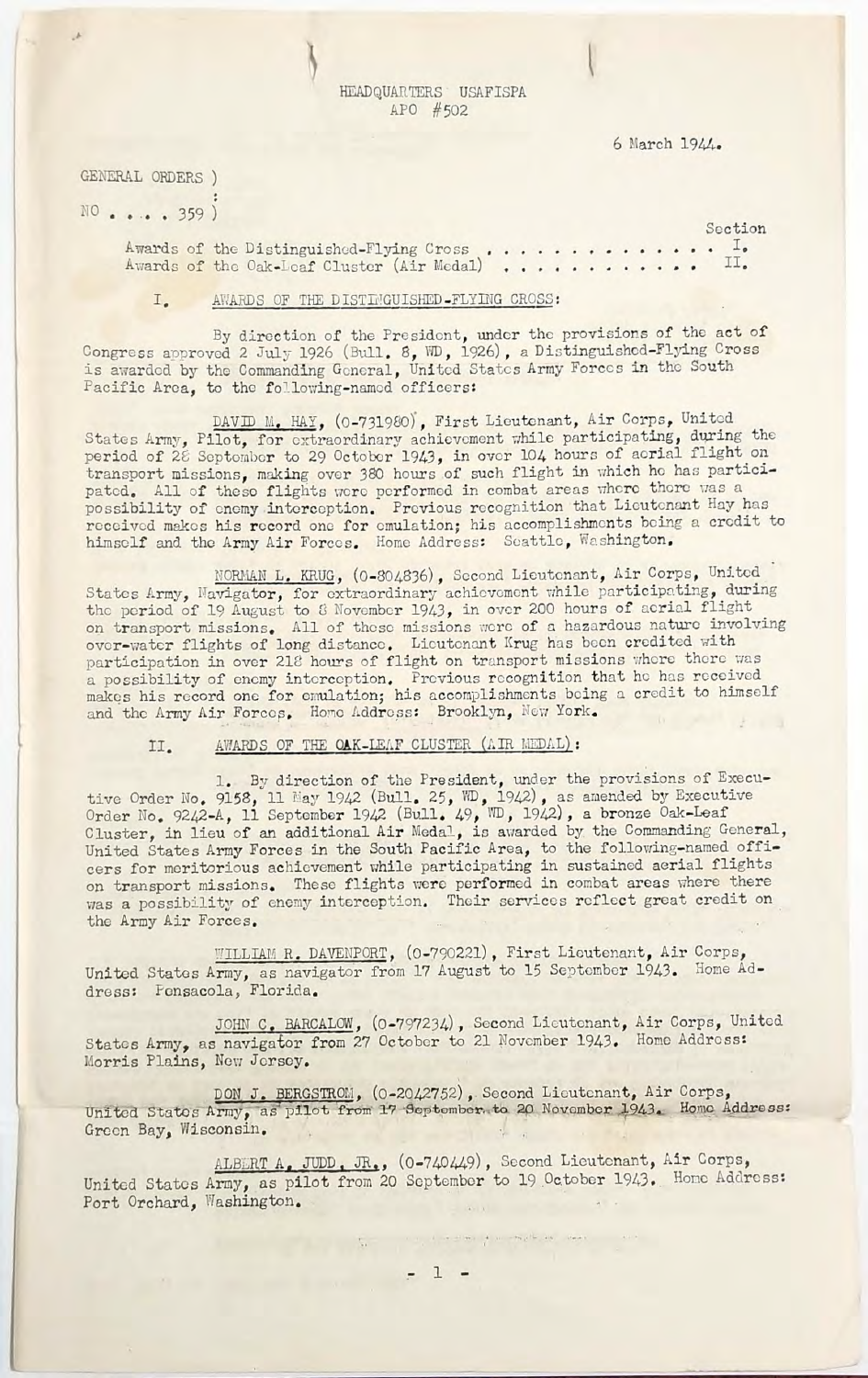HEADQUARTERS USAFISPA
APO #502

6 March 1944.

GENERAL ORDERS )
:
NO . . . . 359 )

| | Section |
|---|---|
| Awards of the Distinguished-Flying Cross . . . . . . . . . . . . . . | I. |
| Awards of the Oak-Leaf Cluster (Air Medal) . . . . . . . . . . . . | II. |

## I. AWARDS OF THE DISTINGUISHED-FLYING CROSS:

By direction of the President, under the provisions of the act of Congress approved 2 July 1926 (Bull. 8, WD, 1926), a Distinguished-Flying Cross is awarded by the Commanding General, United States Army Forces in the South Pacific Area, to the following-named officers:

DAVID M. HAY, (0-731980), First Lieutenant, Air Corps, United States Army, Pilot, for extraordinary achievement while participating, during the period of 28 September to 29 October 1943, in over 104 hours of aerial flight on transport missions, making over 380 hours of such flight in which he has participated. All of these flights were performed in combat areas where there was a possibility of enemy interception. Previous recognition that Lieutenant Hay has received makes his record one for emulation; his accomplishments being a credit to himself and the Army Air Forces. Home Address: Seattle, Washington.

NORMAN L. KRUG, (0-804836), Second Lieutenant, Air Corps, United States Army, Navigator, for extraordinary achievement while participating, during the period of 19 August to 8 November 1943, in over 200 hours of aerial flight on transport missions. All of these missions were of a hazardous nature involving over-water flights of long distance. Lieutenant Krug has been credited with participation in over 218 hours of flight on transport missions where there was a possibility of enemy interception. Previous recognition that he has received makes his record one for emulation; his accomplishments being a credit to himself and the Army Air Forces. Home Address: Brooklyn, New York.

## II. AWARDS OF THE OAK-LEAF CLUSTER (AIR MEDAL):

1. By direction of the President, under the provisions of Executive Order No. 9158, 11 May 1942 (Bull. 25, WD, 1942), as amended by Executive Order No. 9242-A, 11 September 1942 (Bull. 49, WD, 1942), a bronze Oak-Leaf Cluster, in lieu of an additional Air Medal, is awarded by the Commanding General, United States Army Forces in the South Pacific Area, to the following-named officers for meritorious achievement while participating in sustained aerial flights on transport missions. These flights were performed in combat areas where there was a possibility of enemy interception. Their services reflect great credit on the Army Air Forces.

WILLIAM R. DAVENPORT, (0-790221), First Lieutenant, Air Corps, United States Army, as navigator from 17 August to 15 September 1943. Home Address: Pensacola, Florida.

JOHN C. BARCALOW, (0-797234), Second Lieutenant, Air Corps, United States Army, as navigator from 27 October to 21 November 1943. Home Address: Morris Plains, New Jersey.

DON J. BERGSTROM, (0-2042752), Second Lieutenant, Air Corps, United States Army, as pilot from 17 September to 20 November 1943. Home Address: Green Bay, Wisconsin.

ALBERT A. JUDD, JR., (0-740449), Second Lieutenant, Air Corps, United States Army, as pilot from 20 September to 19 October 1943. Home Address: Port Orchard, Washington.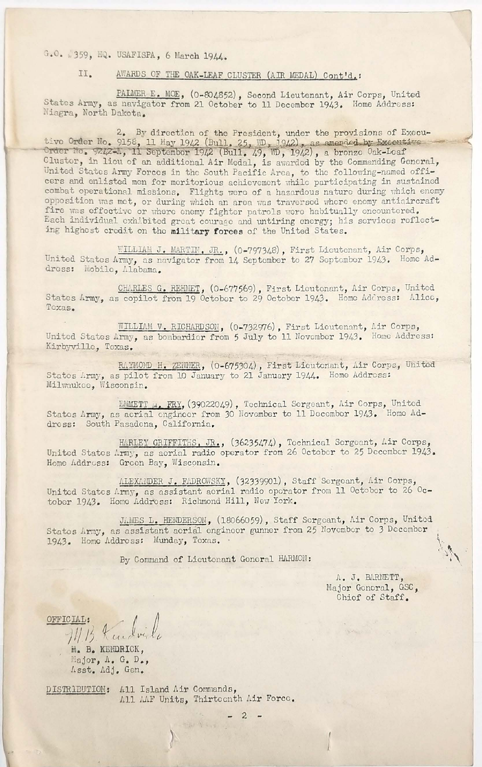G.O. #359, HQ. USAFISPA, 6 March 1944.

II. AWARDS OF THE OAK-LEAF CLUSTER (AIR MEDAL) Cont'd.:

PALMER E. MOE, (O-804852), Second Lieutenant, Air Corps, United States Army, as navigator from 21 October to 11 December 1943. Home Address: Niagra, North Dakota.

2. By direction of the President, under the provisions of Executive Order No. 9158, 11 May 1942 (Bull. 25, WD, 1942), as amended by Executive Order No. 9242-A, 11 September 1942 (Bull. 49, WD, 1942), a bronze Oak-Leaf Cluster, in lieu of an additional Air Medal, is awarded by the Commanding General, United States Army Forces in the South Pacific Area, to the following-named officers and enlisted men for meritorious achievement while participating in sustained combat operational missions. Flights were of a hazardous nature during which enemy opposition was met, or during which an area was traversed where enemy antiaircraft fire was effective or where enemy fighter patrols were habitually encountered. Each individual exhibited great courage and untiring energy; his services reflecting highest credit on the **military forces** of the United States.

WILLIAM J. MARTIN, JR., (O-797348), First Lieutenant, Air Corps, United States Army, as navigator from 14 September to 27 September 1943. Home Address: Mobile, Alabama.

CHARLES G. REHMET, (O-677569), First Lieutenant, Air Corps, United States Army, as copilot from 19 October to 29 October 1943. Home Address: Alice, Texas.

WILLIAM V. RICHARDSON, (O-732976), First Lieutenant, Air Corps, United States Army, as bombardier from 5 July to 11 November 1943. Home Address: Kirbyville, Texas.

RAYMOND H. ZENNER, (O-675304), First Lieutenant, Air Corps, United States Army, as pilot from 10 January to 21 January 1944. Home Address: Milwaukee, Wisconsin.

EMMETT W. FRY, (39022049), Technical Sergeant, Air Corps, United States Army, as aerial engineer from 30 November to 11 December 1943. Home Address: South Pasadena, California.

HARLEY GRIFFITHS, JR., (36235474), Technical Sergeant, Air Corps, United States Army, as aerial radio operator from 26 October to 25 December 1943. Home Address: Green Bay, Wisconsin.

ALEXANDER J. FADROWSKY, (32339901), Staff Sergeant, Air Corps, United States Army, as assistant aerial radio operator from 11 October to 26 October 1943. Home Address: Richmond Hill, New York.

JAMES L. HENDERSON, (18066059), Staff Sergeant, Air Corps, United States Army, as assistant aerial engineer gunner from 25 November to 3 December 1943. Home Address: Munday, Texas.

By Command of Lieutenant General HARMON:

A. J. BARNETT,
Major General, GSC,
Chief of Staff.

OFFICIAL:

M. B. Kendrick

M. B. KENDRICK,
Major, A. G. D.,
Asst. Adj. Gen.

DISTRIBUTION: All Island Air Commands,
All AAF Units, Thirteenth Air Force.